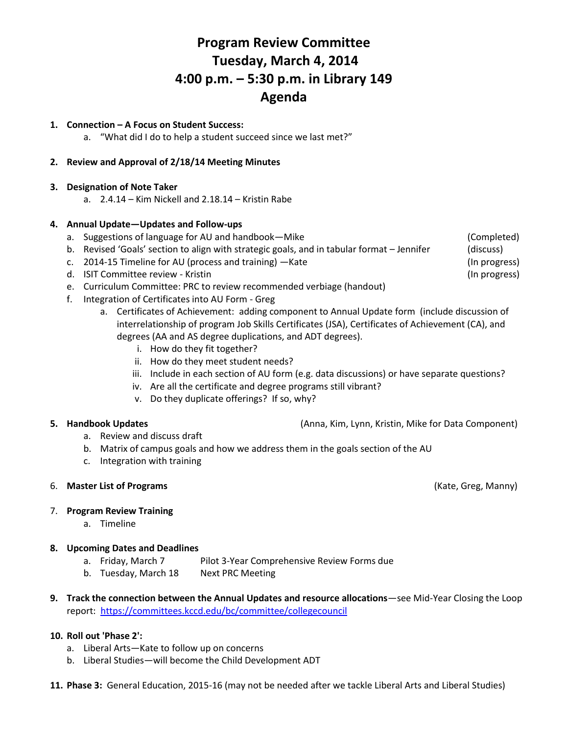# Program Review Committee
# Tuesday, March 4, 2014
# 4:00 p.m. – 5:30 p.m. in Library 149
# Agenda

1. **Connection – A Focus on Student Success:**
   a. "What did I do to help a student succeed since we last met?"

2. **Review and Approval of 2/18/14 Meeting Minutes**

3. **Designation of Note Taker**
   a. 2.4.14 – Kim Nickell and 2.18.14 – Kristin Rabe

4. **Annual Update—Updates and Follow-ups**
   a. Suggestions of language for AU and handbook—Mike (Completed)
   b. Revised 'Goals' section to align with strategic goals, and in tabular format – Jennifer (discuss)
   c. 2014-15 Timeline for AU (process and training) —Kate (In progress)
   d. ISIT Committee review - Kristin (In progress)
   e. Curriculum Committee: PRC to review recommended verbiage (handout)
   f. Integration of Certificates into AU Form - Greg
      a. Certificates of Achievement: adding component to Annual Update form (include discussion of interrelationship of program Job Skills Certificates (JSA), Certificates of Achievement (CA), and degrees (AA and AS degree duplications, and ADT degrees).
         i. How do they fit together?
         ii. How do they meet student needs?
         iii. Include in each section of AU form (e.g. data discussions) or have separate questions?
         iv. Are all the certificate and degree programs still vibrant?
         v. Do they duplicate offerings? If so, why?

5. **Handbook Updates** (Anna, Kim, Lynn, Kristin, Mike for Data Component)
   a. Review and discuss draft
   b. Matrix of campus goals and how we address them in the goals section of the AU
   c. Integration with training

6. **Master List of Programs** (Kate, Greg, Manny)

7. **Program Review Training**
   a. Timeline

8. **Upcoming Dates and Deadlines**
   a. Friday, March 7 Pilot 3-Year Comprehensive Review Forms due
   b. Tuesday, March 18 Next PRC Meeting

9. **Track the connection between the Annual Updates and resource allocations**—see Mid-Year Closing the Loop report: https://committees.kccd.edu/bc/committee/collegecouncil

10. **Roll out 'Phase 2':**
    a. Liberal Arts—Kate to follow up on concerns
    b. Liberal Studies—will become the Child Development ADT

11. **Phase 3:** General Education, 2015-16 (may not be needed after we tackle Liberal Arts and Liberal Studies)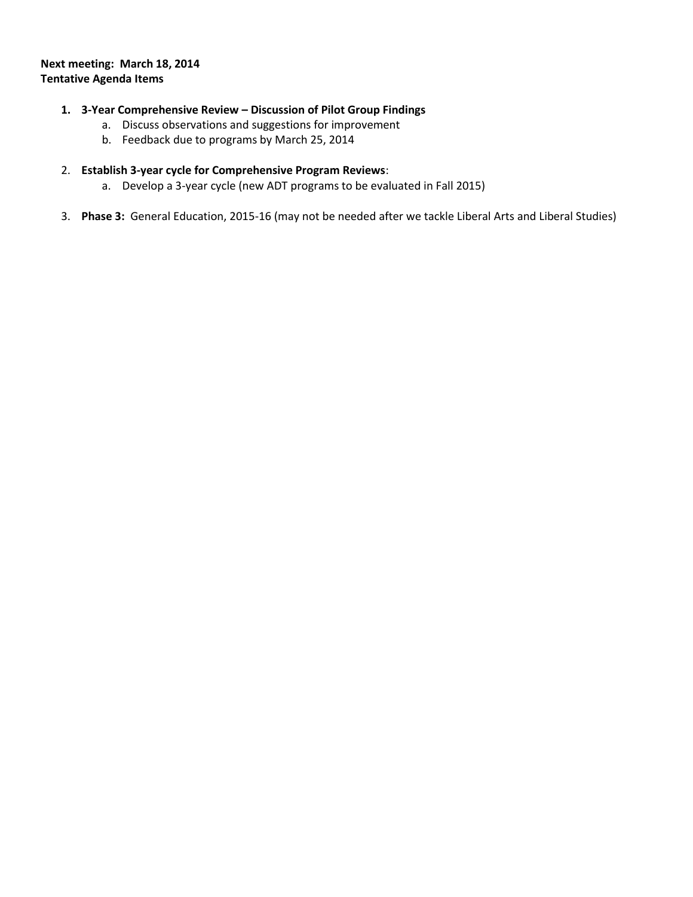**Next meeting: March 18, 2014**
**Tentative Agenda Items**

1. **3-Year Comprehensive Review – Discussion of Pilot Group Findings**
   a. Discuss observations and suggestions for improvement
   b. Feedback due to programs by March 25, 2014

2. **Establish 3-year cycle for Comprehensive Program Reviews**:
   a. Develop a 3-year cycle (new ADT programs to be evaluated in Fall 2015)

3. **Phase 3:** General Education, 2015-16 (may not be needed after we tackle Liberal Arts and Liberal Studies)